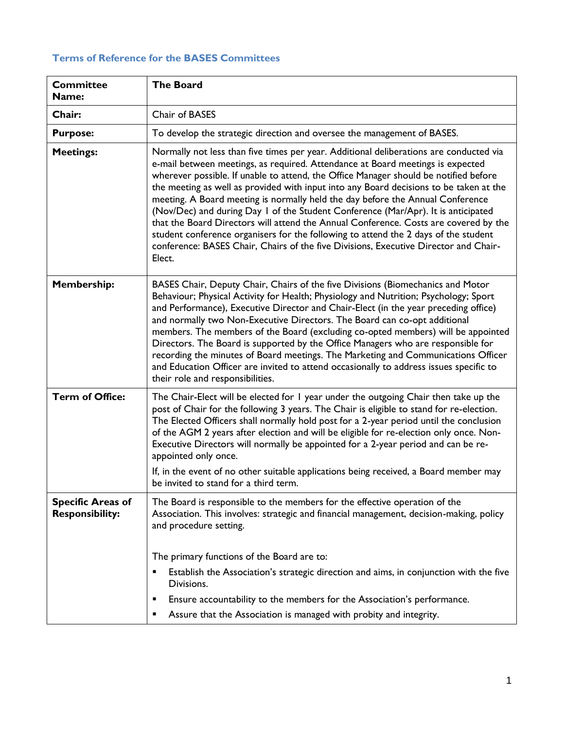## Terms of Reference for the BASES Committees

| **Committee Name:** | **The Board** |
|---|---|
| **Chair:** | Chair of BASES |
| **Purpose:** | To develop the strategic direction and oversee the management of BASES. |
| **Meetings:** | Normally not less than five times per year. Additional deliberations are conducted via e-mail between meetings, as required. Attendance at Board meetings is expected wherever possible. If unable to attend, the Office Manager should be notified before the meeting as well as provided with input into any Board decisions to be taken at the meeting. A Board meeting is normally held the day before the Annual Conference (Nov/Dec) and during Day 1 of the Student Conference (Mar/Apr). It is anticipated that the Board Directors will attend the Annual Conference. Costs are covered by the student conference organisers for the following to attend the 2 days of the student conference: BASES Chair, Chairs of the five Divisions, Executive Director and Chair-Elect. |
| **Membership:** | BASES Chair, Deputy Chair, Chairs of the five Divisions (Biomechanics and Motor Behaviour; Physical Activity for Health; Physiology and Nutrition; Psychology; Sport and Performance), Executive Director and Chair-Elect (in the year preceding office) and normally two Non-Executive Directors. The Board can co-opt additional members. The members of the Board (excluding co-opted members) will be appointed Directors. The Board is supported by the Office Managers who are responsible for recording the minutes of Board meetings. The Marketing and Communications Officer and Education Officer are invited to attend occasionally to address issues specific to their role and responsibilities. |
| **Term of Office:** | The Chair-Elect will be elected for 1 year under the outgoing Chair then take up the post of Chair for the following 3 years. The Chair is eligible to stand for re-election. The Elected Officers shall normally hold post for a 2-year period until the conclusion of the AGM 2 years after election and will be eligible for re-election only once. Non-Executive Directors will normally be appointed for a 2-year period and can be re-appointed only once.<br><br>If, in the event of no other suitable applications being received, a Board member may be invited to stand for a third term. |
| **Specific Areas of Responsibility:** | The Board is responsible to the members for the effective operation of the Association. This involves: strategic and financial management, decision-making, policy and procedure setting.<br><br>The primary functions of the Board are to:<br>▪ Establish the Association's strategic direction and aims, in conjunction with the five Divisions.<br>▪ Ensure accountability to the members for the Association's performance.<br>▪ Assure that the Association is managed with probity and integrity. |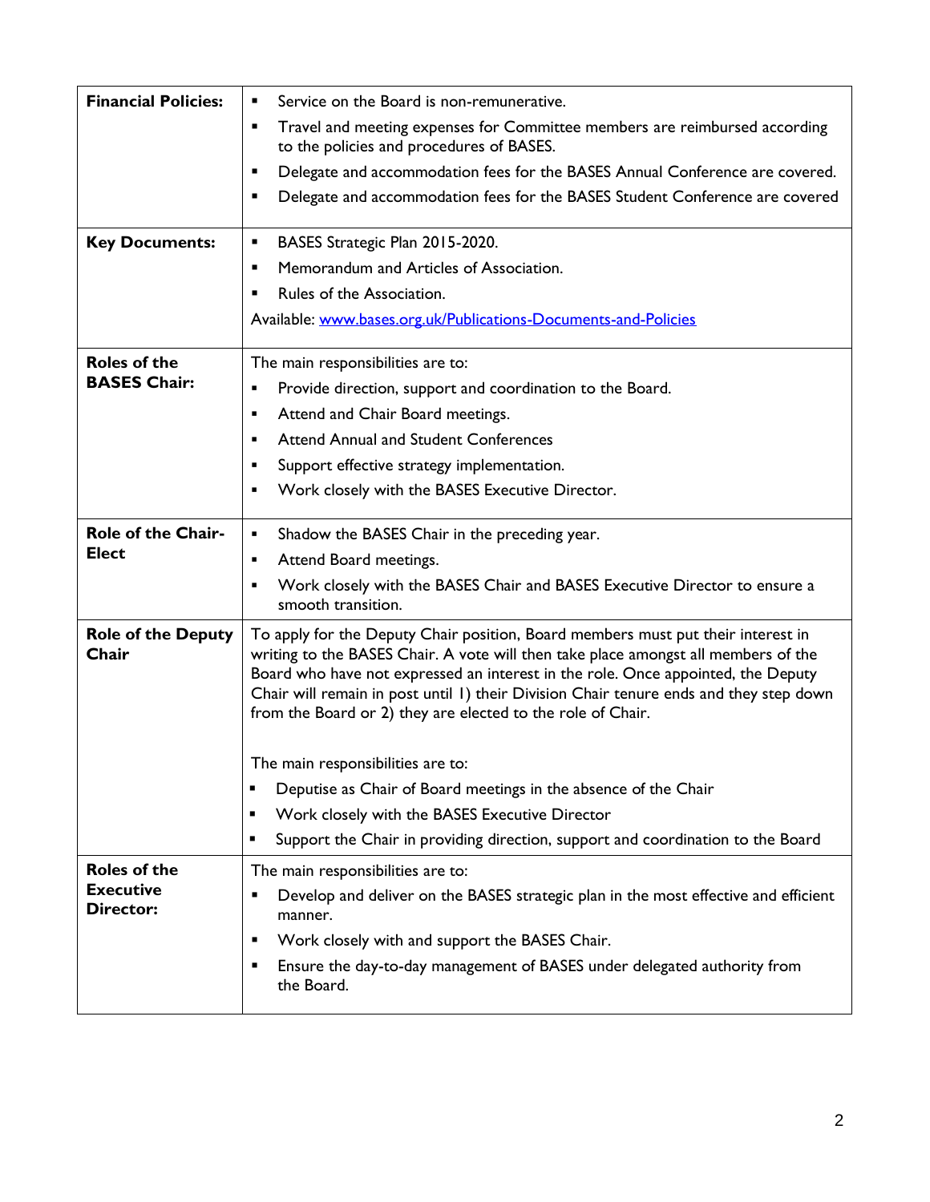| | |
|---|---|
| **Financial Policies:** | ▪ Service on the Board is non-remunerative.<br>▪ Travel and meeting expenses for Committee members are reimbursed according to the policies and procedures of BASES.<br>▪ Delegate and accommodation fees for the BASES Annual Conference are covered.<br>▪ Delegate and accommodation fees for the BASES Student Conference are covered |
| **Key Documents:** | ▪ BASES Strategic Plan 2015-2020.<br>▪ Memorandum and Articles of Association.<br>▪ Rules of the Association.<br>Available: [www.bases.org.uk/Publications-Documents-and-Policies](http://www.bases.org.uk/Publications-Documents-and-Policies) |
| **Roles of the BASES Chair:** | The main responsibilities are to:<br>▪ Provide direction, support and coordination to the Board.<br>▪ Attend and Chair Board meetings.<br>▪ Attend Annual and Student Conferences<br>▪ Support effective strategy implementation.<br>▪ Work closely with the BASES Executive Director. |
| **Role of the Chair-Elect** | ▪ Shadow the BASES Chair in the preceding year.<br>▪ Attend Board meetings.<br>▪ Work closely with the BASES Chair and BASES Executive Director to ensure a smooth transition. |
| **Role of the Deputy Chair** | To apply for the Deputy Chair position, Board members must put their interest in writing to the BASES Chair. A vote will then take place amongst all members of the Board who have not expressed an interest in the role. Once appointed, the Deputy Chair will remain in post until 1) their Division Chair tenure ends and they step down from the Board or 2) they are elected to the role of Chair.<br><br>The main responsibilities are to:<br>▪ Deputise as Chair of Board meetings in the absence of the Chair<br>▪ Work closely with the BASES Executive Director<br>▪ Support the Chair in providing direction, support and coordination to the Board |
| **Roles of the Executive Director:** | The main responsibilities are to:<br>▪ Develop and deliver on the BASES strategic plan in the most effective and efficient manner.<br>▪ Work closely with and support the BASES Chair.<br>▪ Ensure the day-to-day management of BASES under delegated authority from the Board. |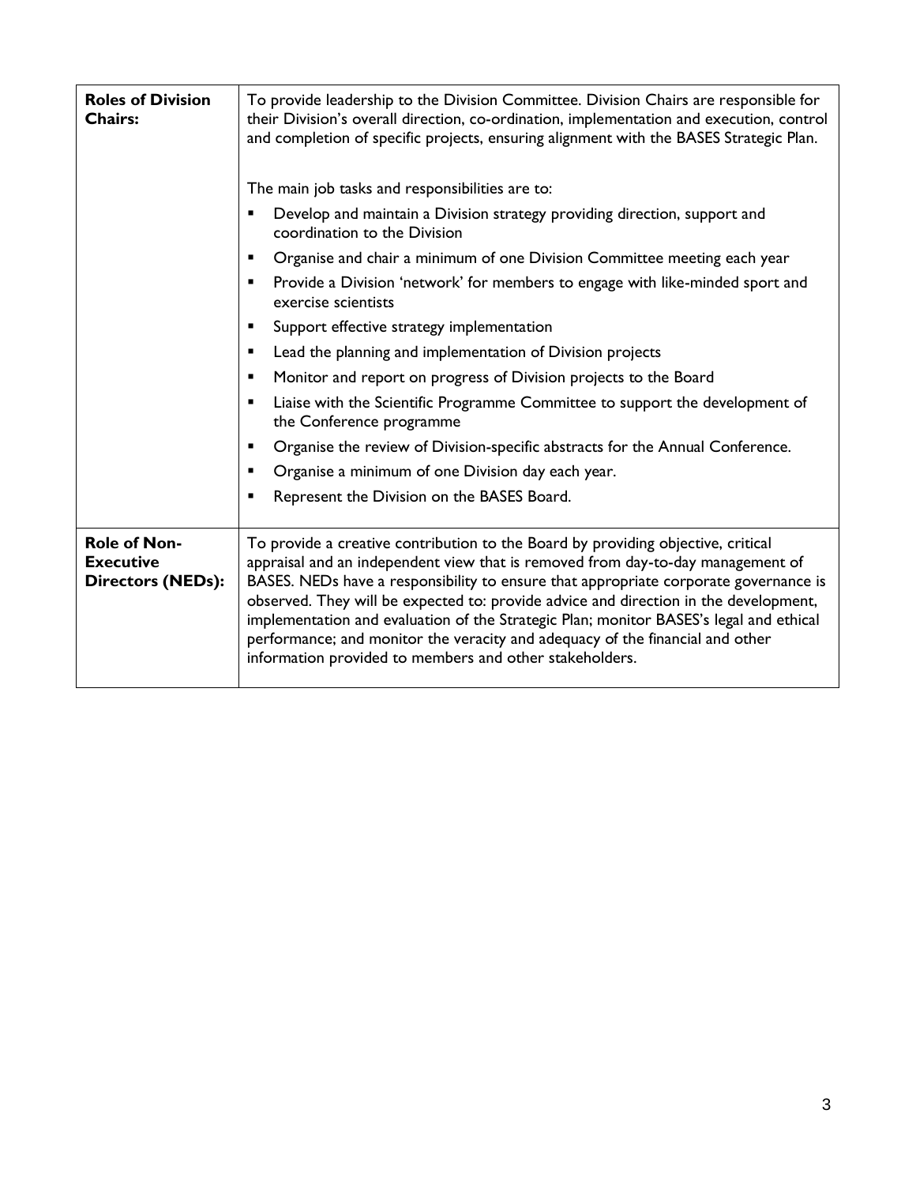| | |
|---|---|
| **Roles of Division Chairs:** | To provide leadership to the Division Committee. Division Chairs are responsible for their Division's overall direction, co-ordination, implementation and execution, control and completion of specific projects, ensuring alignment with the BASES Strategic Plan.<br><br>The main job tasks and responsibilities are to:<br>▪ Develop and maintain a Division strategy providing direction, support and coordination to the Division<br>▪ Organise and chair a minimum of one Division Committee meeting each year<br>▪ Provide a Division 'network' for members to engage with like-minded sport and exercise scientists<br>▪ Support effective strategy implementation<br>▪ Lead the planning and implementation of Division projects<br>▪ Monitor and report on progress of Division projects to the Board<br>▪ Liaise with the Scientific Programme Committee to support the development of the Conference programme<br>▪ Organise the review of Division-specific abstracts for the Annual Conference.<br>▪ Organise a minimum of one Division day each year.<br>▪ Represent the Division on the BASES Board. |
| **Role of Non-Executive Directors (NEDs):** | To provide a creative contribution to the Board by providing objective, critical appraisal and an independent view that is removed from day-to-day management of BASES. NEDs have a responsibility to ensure that appropriate corporate governance is observed. They will be expected to: provide advice and direction in the development, implementation and evaluation of the Strategic Plan; monitor BASES's legal and ethical performance; and monitor the veracity and adequacy of the financial and other information provided to members and other stakeholders. |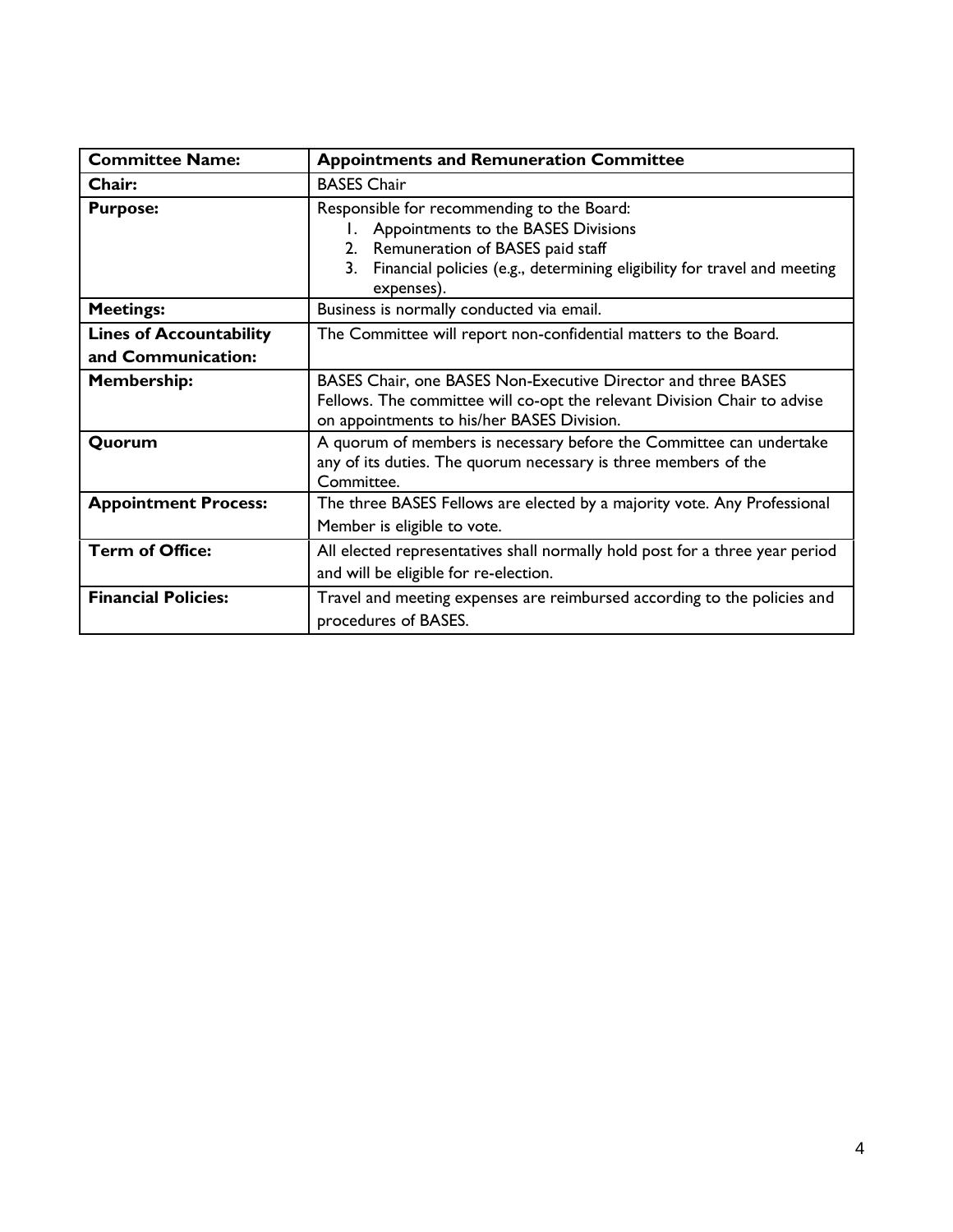| Committee Name: | Appointments and Remuneration Committee |
|---|---|
| **Chair:** | BASES Chair |
| **Purpose:** | Responsible for recommending to the Board:<br>1. Appointments to the BASES Divisions<br>2. Remuneration of BASES paid staff<br>3. Financial policies (e.g., determining eligibility for travel and meeting expenses). |
| **Meetings:** | Business is normally conducted via email. |
| **Lines of Accountability and Communication:** | The Committee will report non-confidential matters to the Board. |
| **Membership:** | BASES Chair, one BASES Non-Executive Director and three BASES Fellows. The committee will co-opt the relevant Division Chair to advise on appointments to his/her BASES Division. |
| **Quorum** | A quorum of members is necessary before the Committee can undertake any of its duties. The quorum necessary is three members of the Committee. |
| **Appointment Process:** | The three BASES Fellows are elected by a majority vote. Any Professional Member is eligible to vote. |
| **Term of Office:** | All elected representatives shall normally hold post for a three year period and will be eligible for re-election. |
| **Financial Policies:** | Travel and meeting expenses are reimbursed according to the policies and procedures of BASES. |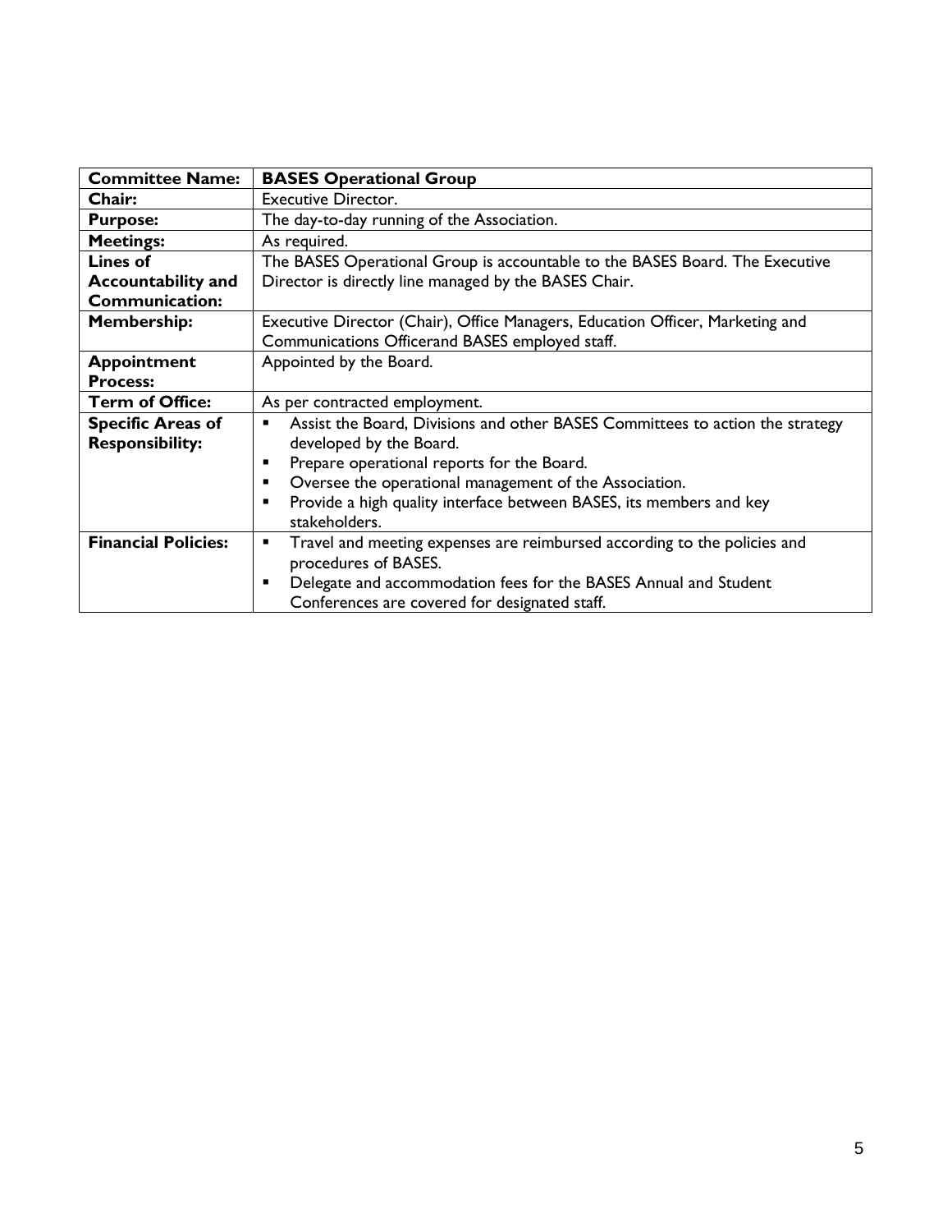| Committee Name: | **BASES Operational Group** |
| --- | --- |
| **Chair:** | Executive Director. |
| **Purpose:** | The day-to-day running of the Association. |
| **Meetings:** | As required. |
| **Lines of Accountability and Communication:** | The BASES Operational Group is accountable to the BASES Board. The Executive Director is directly line managed by the BASES Chair. |
| **Membership:** | Executive Director (Chair), Office Managers, Education Officer, Marketing and Communications Officerand BASES employed staff. |
| **Appointment Process:** | Appointed by the Board. |
| **Term of Office:** | As per contracted employment. |
| **Specific Areas of Responsibility:** | ▪ Assist the Board, Divisions and other BASES Committees to action the strategy developed by the Board.<br>▪ Prepare operational reports for the Board.<br>▪ Oversee the operational management of the Association.<br>▪ Provide a high quality interface between BASES, its members and key stakeholders. |
| **Financial Policies:** | ▪ Travel and meeting expenses are reimbursed according to the policies and procedures of BASES.<br>▪ Delegate and accommodation fees for the BASES Annual and Student Conferences are covered for designated staff. |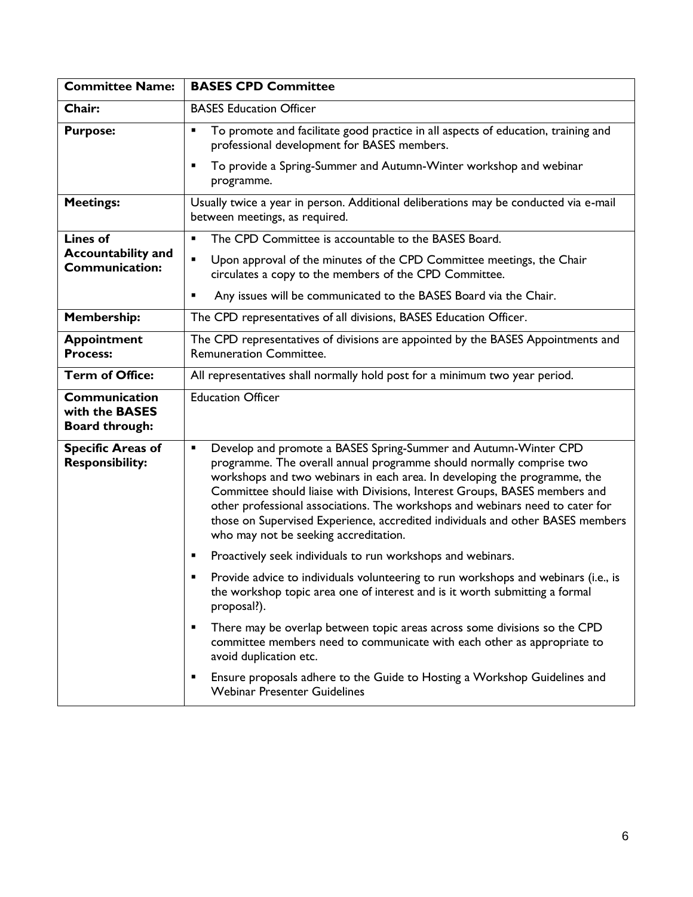| **Committee Name:** | **BASES CPD Committee** |
|---|---|
| **Chair:** | BASES Education Officer |
| **Purpose:** | ▪ To promote and facilitate good practice in all aspects of education, training and professional development for BASES members.<br>▪ To provide a Spring-Summer and Autumn-Winter workshop and webinar programme. |
| **Meetings:** | Usually twice a year in person. Additional deliberations may be conducted via e-mail between meetings, as required. |
| **Lines of Accountability and Communication:** | ▪ The CPD Committee is accountable to the BASES Board.<br>▪ Upon approval of the minutes of the CPD Committee meetings, the Chair circulates a copy to the members of the CPD Committee.<br>▪ Any issues will be communicated to the BASES Board via the Chair. |
| **Membership:** | The CPD representatives of all divisions, BASES Education Officer. |
| **Appointment Process:** | The CPD representatives of divisions are appointed by the BASES Appointments and Remuneration Committee. |
| **Term of Office:** | All representatives shall normally hold post for a minimum two year period. |
| **Communication with the BASES Board through:** | Education Officer |
| **Specific Areas of Responsibility:** | ▪ Develop and promote a BASES Spring-Summer and Autumn-Winter CPD programme. The overall annual programme should normally comprise two workshops and two webinars in each area. In developing the programme, the Committee should liaise with Divisions, Interest Groups, BASES members and other professional associations. The workshops and webinars need to cater for those on Supervised Experience, accredited individuals and other BASES members who may not be seeking accreditation.<br>▪ Proactively seek individuals to run workshops and webinars.<br>▪ Provide advice to individuals volunteering to run workshops and webinars (i.e., is the workshop topic area one of interest and is it worth submitting a formal proposal?).<br>▪ There may be overlap between topic areas across some divisions so the CPD committee members need to communicate with each other as appropriate to avoid duplication etc.<br>▪ Ensure proposals adhere to the Guide to Hosting a Workshop Guidelines and Webinar Presenter Guidelines |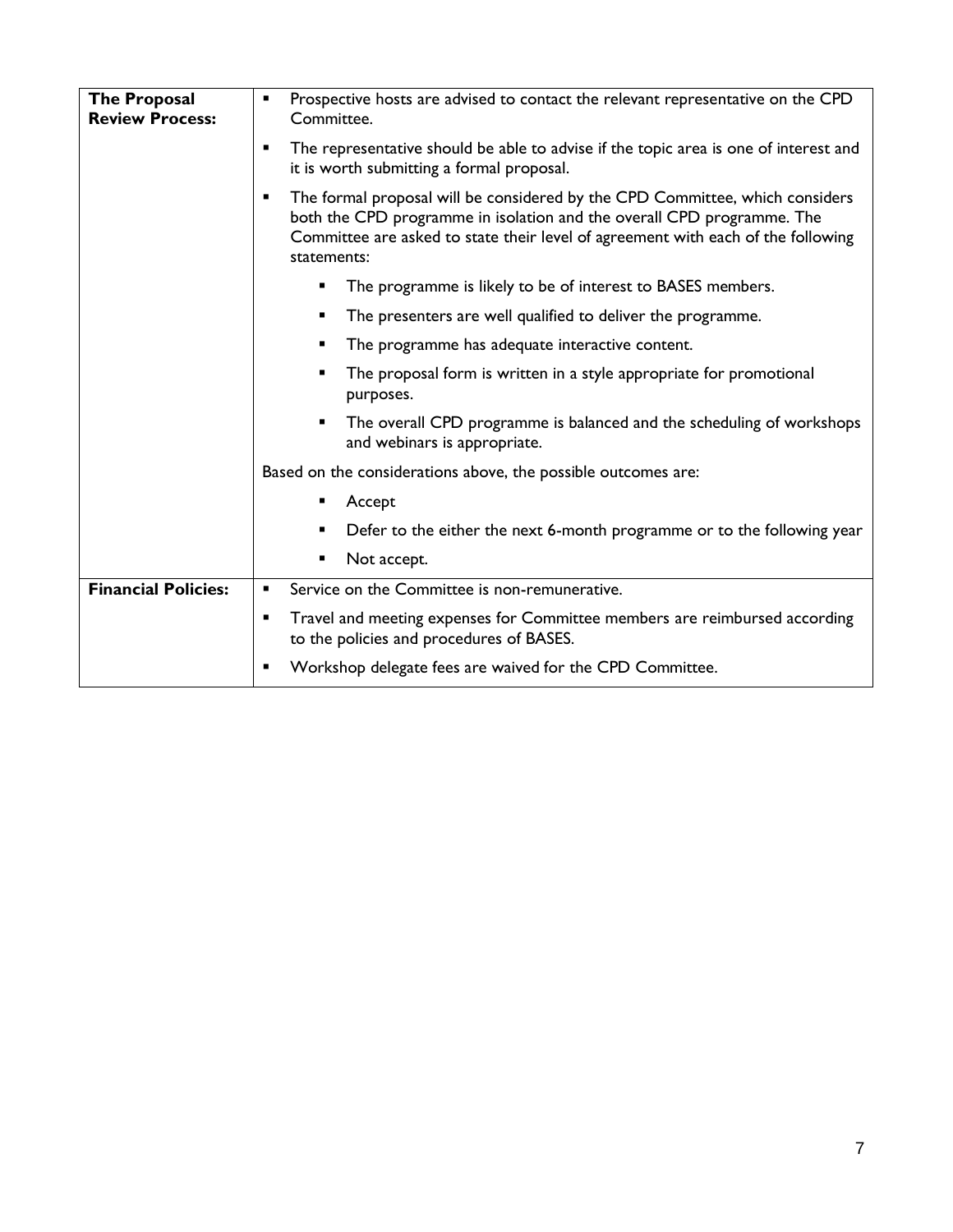| | |
|---|---|
| **The Proposal Review Process:** | ▪ Prospective hosts are advised to contact the relevant representative on the CPD Committee.<br>▪ The representative should be able to advise if the topic area is one of interest and it is worth submitting a formal proposal.<br>▪ The formal proposal will be considered by the CPD Committee, which considers both the CPD programme in isolation and the overall CPD programme. The Committee are asked to state their level of agreement with each of the following statements:<br>&nbsp;&nbsp;&nbsp;&nbsp;▪ The programme is likely to be of interest to BASES members.<br>&nbsp;&nbsp;&nbsp;&nbsp;▪ The presenters are well qualified to deliver the programme.<br>&nbsp;&nbsp;&nbsp;&nbsp;▪ The programme has adequate interactive content.<br>&nbsp;&nbsp;&nbsp;&nbsp;▪ The proposal form is written in a style appropriate for promotional purposes.<br>&nbsp;&nbsp;&nbsp;&nbsp;▪ The overall CPD programme is balanced and the scheduling of workshops and webinars is appropriate.<br>Based on the considerations above, the possible outcomes are:<br>&nbsp;&nbsp;&nbsp;&nbsp;▪ Accept<br>&nbsp;&nbsp;&nbsp;&nbsp;▪ Defer to the either the next 6-month programme or to the following year<br>&nbsp;&nbsp;&nbsp;&nbsp;▪ Not accept. |
| **Financial Policies:** | ▪ Service on the Committee is non-remunerative.<br>▪ Travel and meeting expenses for Committee members are reimbursed according to the policies and procedures of BASES.<br>▪ Workshop delegate fees are waived for the CPD Committee. |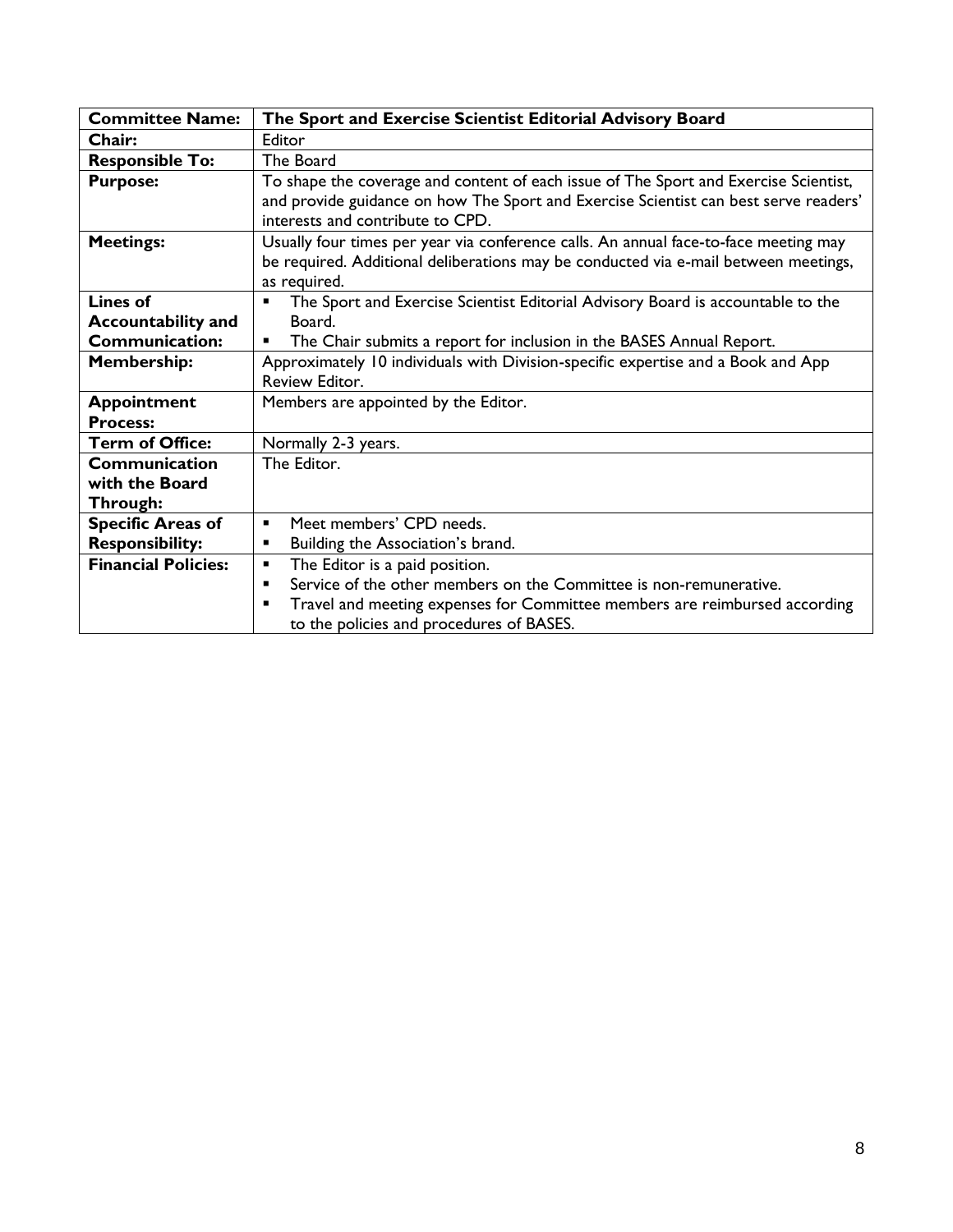| **Committee Name:** | **The Sport and Exercise Scientist Editorial Advisory Board** |
| --- | --- |
| **Chair:** | Editor |
| **Responsible To:** | The Board |
| **Purpose:** | To shape the coverage and content of each issue of The Sport and Exercise Scientist, and provide guidance on how The Sport and Exercise Scientist can best serve readers' interests and contribute to CPD. |
| **Meetings:** | Usually four times per year via conference calls. An annual face-to-face meeting may be required. Additional deliberations may be conducted via e-mail between meetings, as required. |
| **Lines of Accountability and Communication:** | ▪ The Sport and Exercise Scientist Editorial Advisory Board is accountable to the Board.<br>▪ The Chair submits a report for inclusion in the BASES Annual Report. |
| **Membership:** | Approximately 10 individuals with Division-specific expertise and a Book and App Review Editor. |
| **Appointment Process:** | Members are appointed by the Editor. |
| **Term of Office:** | Normally 2-3 years. |
| **Communication with the Board Through:** | The Editor. |
| **Specific Areas of Responsibility:** | ▪ Meet members' CPD needs.<br>▪ Building the Association's brand. |
| **Financial Policies:** | ▪ The Editor is a paid position.<br>▪ Service of the other members on the Committee is non-remunerative.<br>▪ Travel and meeting expenses for Committee members are reimbursed according to the policies and procedures of BASES. |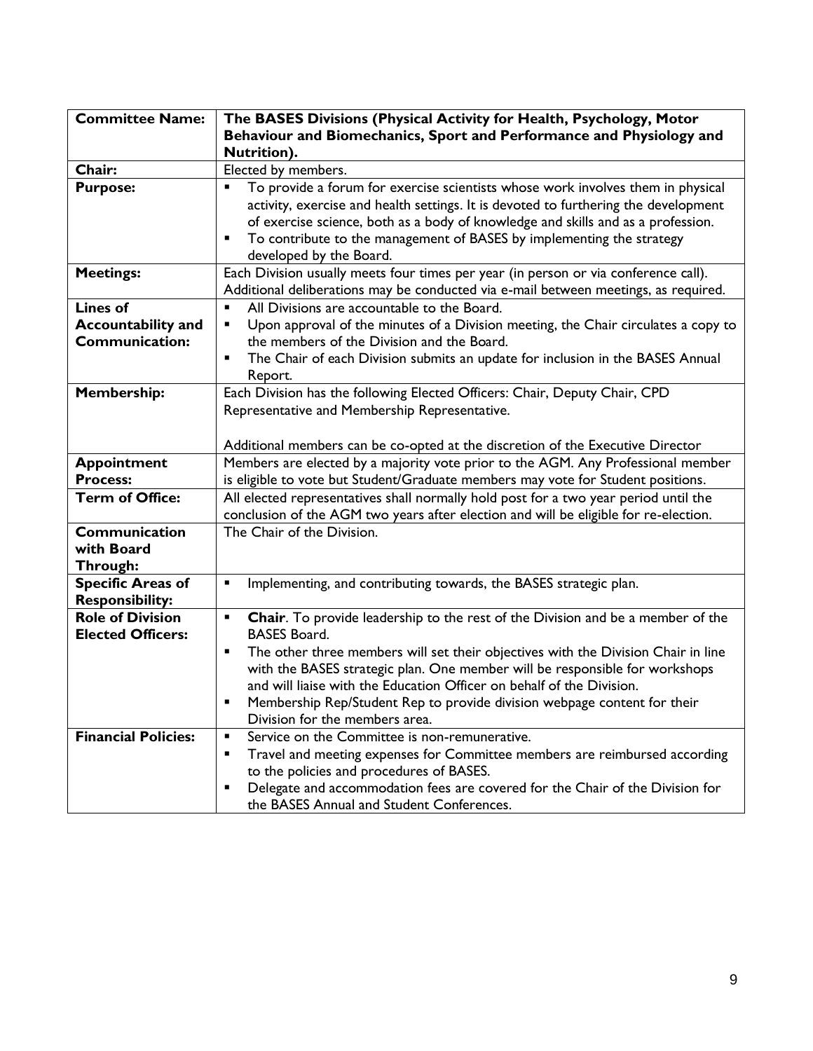| **Committee Name:** | **The BASES Divisions (Physical Activity for Health, Psychology, Motor Behaviour and Biomechanics, Sport and Performance and Physiology and Nutrition).** |
|---|---|
| **Chair:** | Elected by members. |
| **Purpose:** | ▪ To provide a forum for exercise scientists whose work involves them in physical activity, exercise and health settings. It is devoted to furthering the development of exercise science, both as a body of knowledge and skills and as a profession.<br>▪ To contribute to the management of BASES by implementing the strategy developed by the Board. |
| **Meetings:** | Each Division usually meets four times per year (in person or via conference call). Additional deliberations may be conducted via e-mail between meetings, as required. |
| **Lines of Accountability and Communication:** | ▪ All Divisions are accountable to the Board.<br>▪ Upon approval of the minutes of a Division meeting, the Chair circulates a copy to the members of the Division and the Board.<br>▪ The Chair of each Division submits an update for inclusion in the BASES Annual Report. |
| **Membership:** | Each Division has the following Elected Officers: Chair, Deputy Chair, CPD Representative and Membership Representative.<br><br>Additional members can be co-opted at the discretion of the Executive Director |
| **Appointment Process:** | Members are elected by a majority vote prior to the AGM. Any Professional member is eligible to vote but Student/Graduate members may vote for Student positions. |
| **Term of Office:** | All elected representatives shall normally hold post for a two year period until the conclusion of the AGM two years after election and will be eligible for re-election. |
| **Communication with Board Through:** | The Chair of the Division. |
| **Specific Areas of Responsibility:** | ▪ Implementing, and contributing towards, the BASES strategic plan. |
| **Role of Division Elected Officers:** | ▪ **Chair**. To provide leadership to the rest of the Division and be a member of the BASES Board.<br>▪ The other three members will set their objectives with the Division Chair in line with the BASES strategic plan. One member will be responsible for workshops and will liaise with the Education Officer on behalf of the Division.<br>▪ Membership Rep/Student Rep to provide division webpage content for their Division for the members area. |
| **Financial Policies:** | ▪ Service on the Committee is non-remunerative.<br>▪ Travel and meeting expenses for Committee members are reimbursed according to the policies and procedures of BASES.<br>▪ Delegate and accommodation fees are covered for the Chair of the Division for the BASES Annual and Student Conferences. |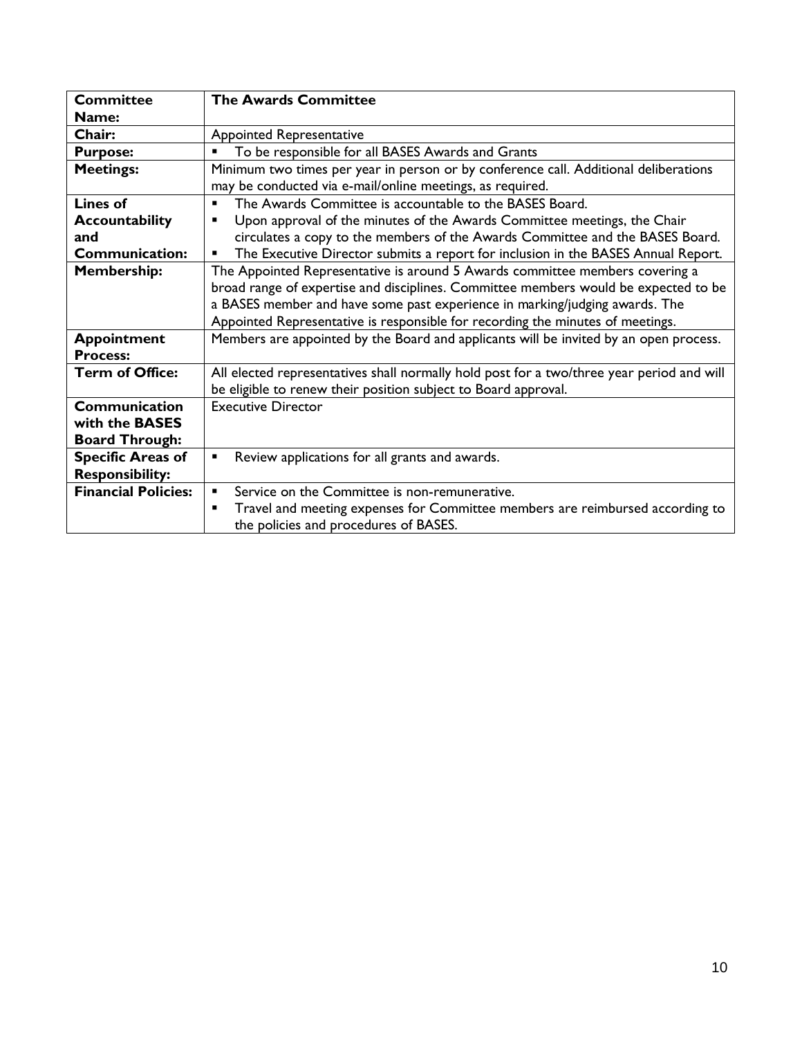| **Committee Name:** | **The Awards Committee** |
|---|---|
| **Chair:** | Appointed Representative |
| **Purpose:** | ▪ To be responsible for all BASES Awards and Grants |
| **Meetings:** | Minimum two times per year in person or by conference call. Additional deliberations may be conducted via e-mail/online meetings, as required. |
| **Lines of Accountability and Communication:** | ▪ The Awards Committee is accountable to the BASES Board.<br>▪ Upon approval of the minutes of the Awards Committee meetings, the Chair circulates a copy to the members of the Awards Committee and the BASES Board.<br>▪ The Executive Director submits a report for inclusion in the BASES Annual Report. |
| **Membership:** | The Appointed Representative is around 5 Awards committee members covering a broad range of expertise and disciplines. Committee members would be expected to be a BASES member and have some past experience in marking/judging awards. The Appointed Representative is responsible for recording the minutes of meetings. |
| **Appointment Process:** | Members are appointed by the Board and applicants will be invited by an open process. |
| **Term of Office:** | All elected representatives shall normally hold post for a two/three year period and will be eligible to renew their position subject to Board approval. |
| **Communication with the BASES Board Through:** | Executive Director |
| **Specific Areas of Responsibility:** | ▪ Review applications for all grants and awards. |
| **Financial Policies:** | ▪ Service on the Committee is non-remunerative.<br>▪ Travel and meeting expenses for Committee members are reimbursed according to the policies and procedures of BASES. |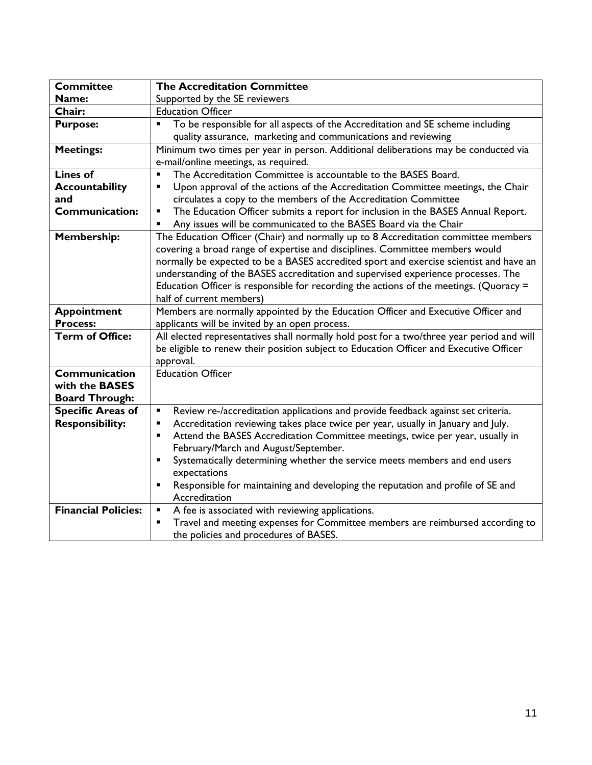| | |
|---|---|
| **Committee Name:** | **The Accreditation Committee**<br>Supported by the SE reviewers |
| **Chair:** | Education Officer |
| **Purpose:** | ▪ To be responsible for all aspects of the Accreditation and SE scheme including quality assurance, marketing and communications and reviewing |
| **Meetings:** | Minimum two times per year in person. Additional deliberations may be conducted via e-mail/online meetings, as required. |
| **Lines of Accountability and Communication:** | ▪ The Accreditation Committee is accountable to the BASES Board.<br>▪ Upon approval of the actions of the Accreditation Committee meetings, the Chair circulates a copy to the members of the Accreditation Committee<br>▪ The Education Officer submits a report for inclusion in the BASES Annual Report.<br>▪ Any issues will be communicated to the BASES Board via the Chair |
| **Membership:** | The Education Officer (Chair) and normally up to 8 Accreditation committee members covering a broad range of expertise and disciplines. Committee members would normally be expected to be a BASES accredited sport and exercise scientist and have an understanding of the BASES accreditation and supervised experience processes. The Education Officer is responsible for recording the actions of the meetings. (Quoracy = half of current members) |
| **Appointment Process:** | Members are normally appointed by the Education Officer and Executive Officer and applicants will be invited by an open process. |
| **Term of Office:** | All elected representatives shall normally hold post for a two/three year period and will be eligible to renew their position subject to Education Officer and Executive Officer approval. |
| **Communication with the BASES Board Through:** | Education Officer |
| **Specific Areas of Responsibility:** | ▪ Review re-/accreditation applications and provide feedback against set criteria.<br>▪ Accreditation reviewing takes place twice per year, usually in January and July.<br>▪ Attend the BASES Accreditation Committee meetings, twice per year, usually in February/March and August/September.<br>▪ Systematically determining whether the service meets members and end users expectations<br>▪ Responsible for maintaining and developing the reputation and profile of SE and Accreditation |
| **Financial Policies:** | ▪ A fee is associated with reviewing applications.<br>▪ Travel and meeting expenses for Committee members are reimbursed according to the policies and procedures of BASES. |